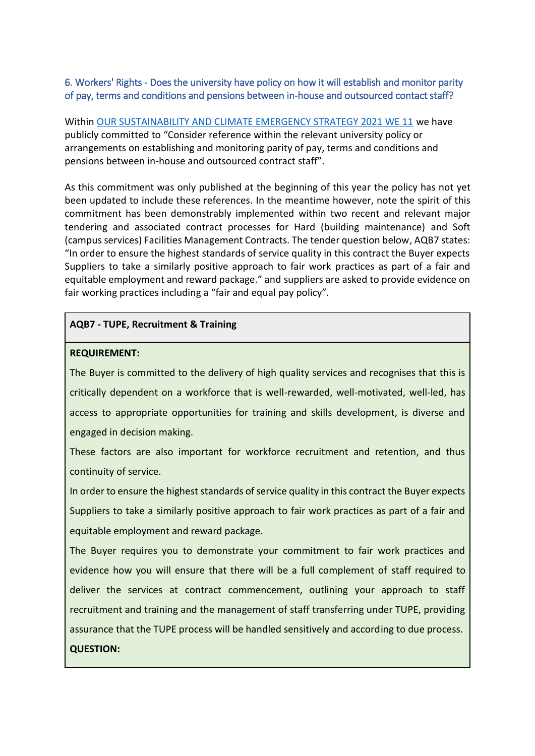### 6. Workers' Rights - Does the university have policy on how it will establish and monitor parity of pay, terms and conditions and pensions between in-house and outsourced contact staff?

Within [OUR SUSTAINABILITY AND CLIMATE EMERGENCY STRATEGY 2021 WE 11]() we have publicly committed to "Consider reference within the relevant university policy or arrangements on establishing and monitoring parity of pay, terms and conditions and pensions between in-house and outsourced contract staff".

As this commitment was only published at the beginning of this year the policy has not yet been updated to include these references. In the meantime however, note the spirit of this commitment has been demonstrably implemented within two recent and relevant major tendering and associated contract processes for Hard (building maintenance) and Soft (campus services) Facilities Management Contracts. The tender question below, AQB7 states: "In order to ensure the highest standards of service quality in this contract the Buyer expects Suppliers to take a similarly positive approach to fair work practices as part of a fair and equitable employment and reward package." and suppliers are asked to provide evidence on fair working practices including a "fair and equal pay policy".

| **AQB7 - TUPE, Recruitment & Training** |
| --- |
| **REQUIREMENT:**<br>The Buyer is committed to the delivery of high quality services and recognises that this is critically dependent on a workforce that is well-rewarded, well-motivated, well-led, has access to appropriate opportunities for training and skills development, is diverse and engaged in decision making.<br>These factors are also important for workforce recruitment and retention, and thus continuity of service.<br>In order to ensure the highest standards of service quality in this contract the Buyer expects Suppliers to take a similarly positive approach to fair work practices as part of a fair and equitable employment and reward package.<br>The Buyer requires you to demonstrate your commitment to fair work practices and evidence how you will ensure that there will be a full complement of staff required to deliver the services at contract commencement, outlining your approach to staff recruitment and training and the management of staff transferring under TUPE, providing assurance that the TUPE process will be handled sensitively and according to due process.<br>**QUESTION:** |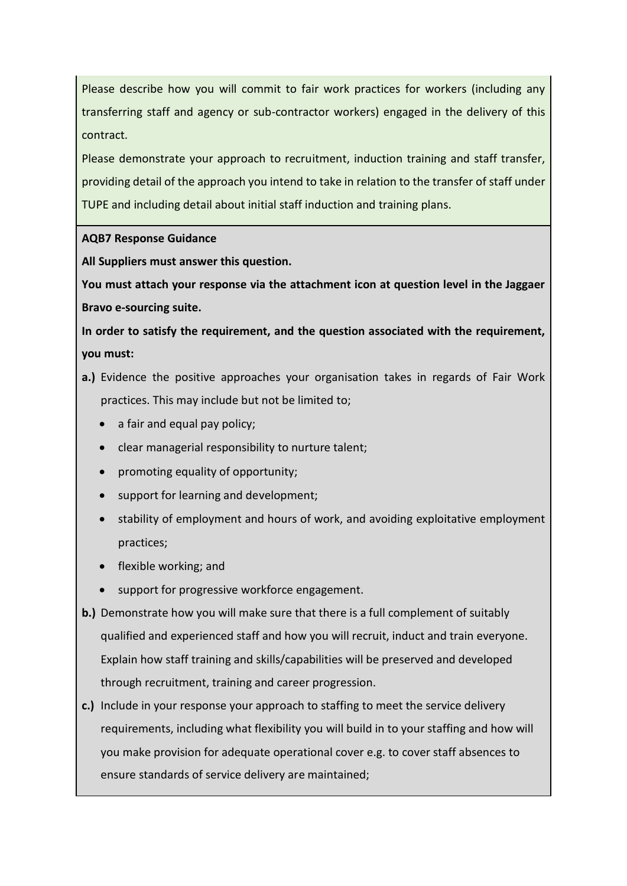Please describe how you will commit to fair work practices for workers (including any transferring staff and agency or sub-contractor workers) engaged in the delivery of this contract.

Please demonstrate your approach to recruitment, induction training and staff transfer, providing detail of the approach you intend to take in relation to the transfer of staff under TUPE and including detail about initial staff induction and training plans.

**AQB7 Response Guidance**

**All Suppliers must answer this question.**

**You must attach your response via the attachment icon at question level in the Jaggaer Bravo e-sourcing suite.**

**In order to satisfy the requirement, and the question associated with the requirement, you must:**

**a.)** Evidence the positive approaches your organisation takes in regards of Fair Work practices. This may include but not be limited to;

- a fair and equal pay policy;
- clear managerial responsibility to nurture talent;
- promoting equality of opportunity;
- support for learning and development;
- stability of employment and hours of work, and avoiding exploitative employment practices;
- flexible working; and
- support for progressive workforce engagement.

**b.)** Demonstrate how you will make sure that there is a full complement of suitably qualified and experienced staff and how you will recruit, induct and train everyone. Explain how staff training and skills/capabilities will be preserved and developed through recruitment, training and career progression.

**c.)** Include in your response your approach to staffing to meet the service delivery requirements, including what flexibility you will build in to your staffing and how will you make provision for adequate operational cover e.g. to cover staff absences to ensure standards of service delivery are maintained;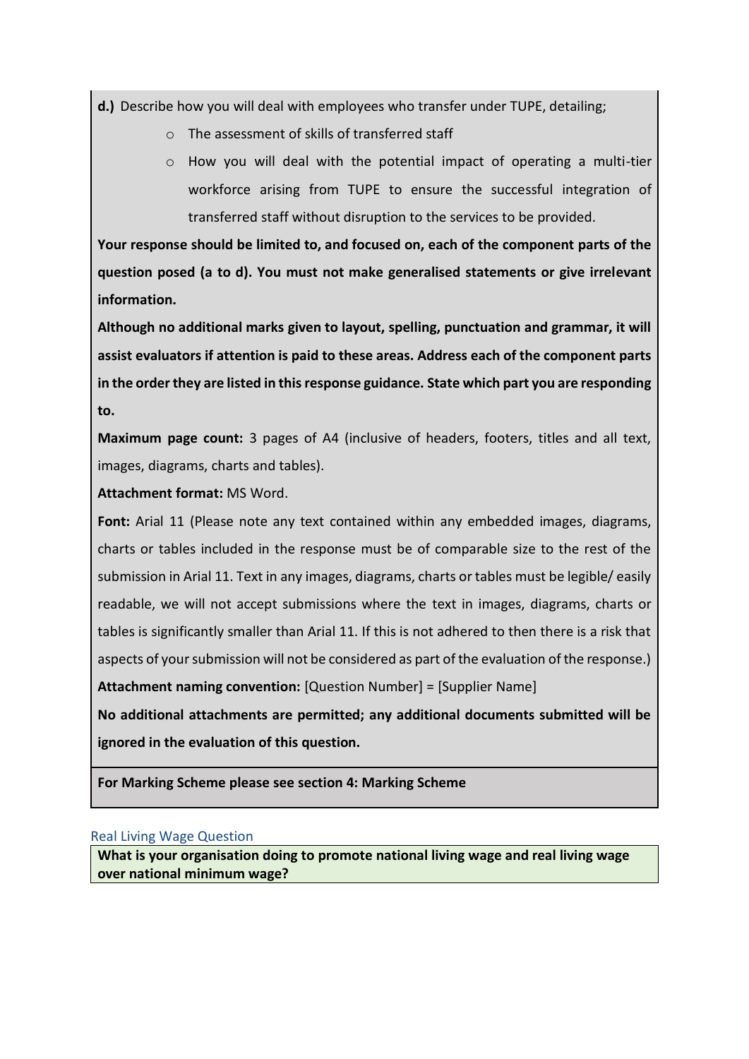**d.)** Describe how you will deal with employees who transfer under TUPE, detailing;

- The assessment of skills of transferred staff
- How you will deal with the potential impact of operating a multi-tier workforce arising from TUPE to ensure the successful integration of transferred staff without disruption to the services to be provided.

**Your response should be limited to, and focused on, each of the component parts of the question posed (a to d). You must not make generalised statements or give irrelevant information.**

**Although no additional marks given to layout, spelling, punctuation and grammar, it will assist evaluators if attention is paid to these areas. Address each of the component parts in the order they are listed in this response guidance. State which part you are responding to.**

**Maximum page count:** 3 pages of A4 (inclusive of headers, footers, titles and all text, images, diagrams, charts and tables).

**Attachment format:** MS Word.

**Font:** Arial 11 (Please note any text contained within any embedded images, diagrams, charts or tables included in the response must be of comparable size to the rest of the submission in Arial 11. Text in any images, diagrams, charts or tables must be legible/ easily readable, we will not accept submissions where the text in images, diagrams, charts or tables is significantly smaller than Arial 11. If this is not adhered to then there is a risk that aspects of your submission will not be considered as part of the evaluation of the response.)

**Attachment naming convention:** [Question Number] = [Supplier Name]

**No additional attachments are permitted; any additional documents submitted will be ignored in the evaluation of this question.**

**For Marking Scheme please see section 4: Marking Scheme**

## Real Living Wage Question

**What is your organisation doing to promote national living wage and real living wage over national minimum wage?**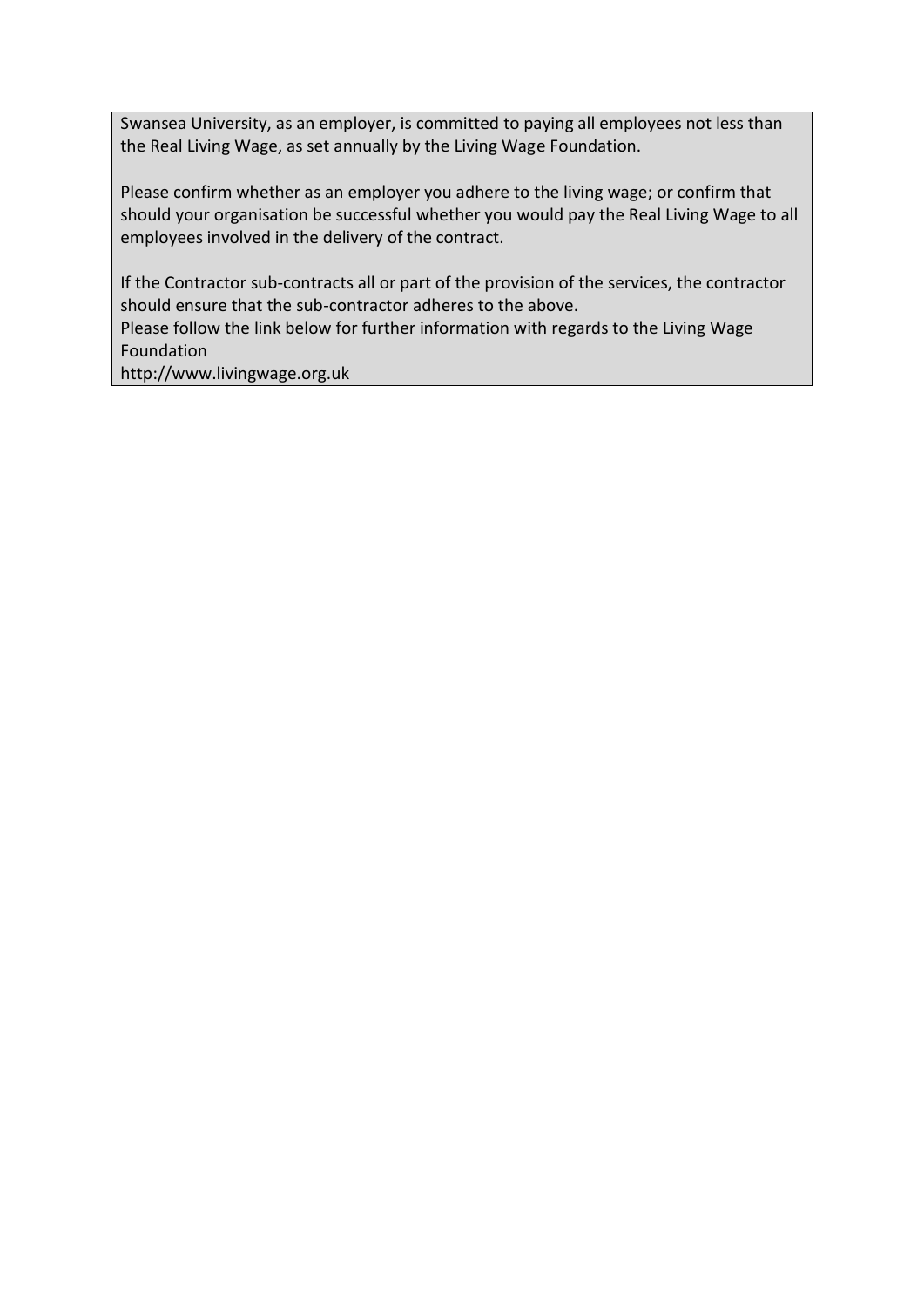Swansea University, as an employer, is committed to paying all employees not less than the Real Living Wage, as set annually by the Living Wage Foundation.

Please confirm whether as an employer you adhere to the living wage; or confirm that should your organisation be successful whether you would pay the Real Living Wage to all employees involved in the delivery of the contract.

If the Contractor sub-contracts all or part of the provision of the services, the contractor should ensure that the sub-contractor adheres to the above.
Please follow the link below for further information with regards to the Living Wage Foundation
http://www.livingwage.org.uk